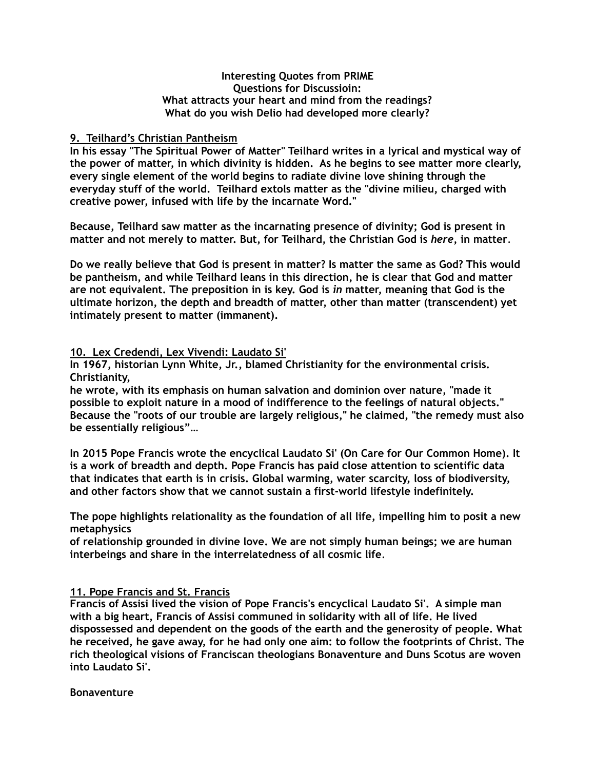**Interesting Quotes from PRIME**
**Questions for Discussioin:**
**What attracts your heart and mind from the readings?**
**What do you wish Delio had developed more clearly?**

## 9. Teilhard's Christian Pantheism

**In his essay "The Spiritual Power of Matter" Teilhard writes in a lyrical and mystical way of the power of matter, in which divinity is hidden. As he begins to see matter more clearly, every single element of the world begins to radiate divine love shining through the everyday stuff of the world. Teilhard extols matter as the "divine milieu, charged with creative power, infused with life by the incarnate Word."**

**Because, Teilhard saw matter as the incarnating presence of divinity; God is present in matter and not merely to matter. But, for Teilhard, the Christian God is *here*, in matter.**

**Do we really believe that God is present in matter? Is matter the same as God? This would be pantheism, and while Teilhard leans in this direction, he is clear that God and matter are not equivalent. The preposition in is key. God is *in* matter, meaning that God is the ultimate horizon, the depth and breadth of matter, other than matter (transcendent) yet intimately present to matter (immanent).**

## 10. Lex Credendi, Lex Vivendi: Laudato Si'

**In 1967, historian Lynn White, Jr., blamed Christianity for the environmental crisis. Christianity, he wrote, with its emphasis on human salvation and dominion over nature, "made it possible to exploit nature in a mood of indifference to the feelings of natural objects." Because the "roots of our trouble are largely religious," he claimed, "the remedy must also be essentially religious"…**

**In 2015 Pope Francis wrote the encyclical Laudato Si' (On Care for Our Common Home). It is a work of breadth and depth. Pope Francis has paid close attention to scientific data that indicates that earth is in crisis. Global warming, water scarcity, loss of biodiversity, and other factors show that we cannot sustain a first-world lifestyle indefinitely.**

**The pope highlights relationality as the foundation of all life, impelling him to posit a new metaphysics of relationship grounded in divine love. We are not simply human beings; we are human interbeings and share in the interrelatedness of all cosmic life.**

## 11. Pope Francis and St. Francis

**Francis of Assisi lived the vision of Pope Francis's encyclical Laudato Si'. A simple man with a big heart, Francis of Assisi communed in solidarity with all of life. He lived dispossessed and dependent on the goods of the earth and the generosity of people. What he received, he gave away, for he had only one aim: to follow the footprints of Christ. The rich theological visions of Franciscan theologians Bonaventure and Duns Scotus are woven into Laudato Si'.**

**Bonaventure**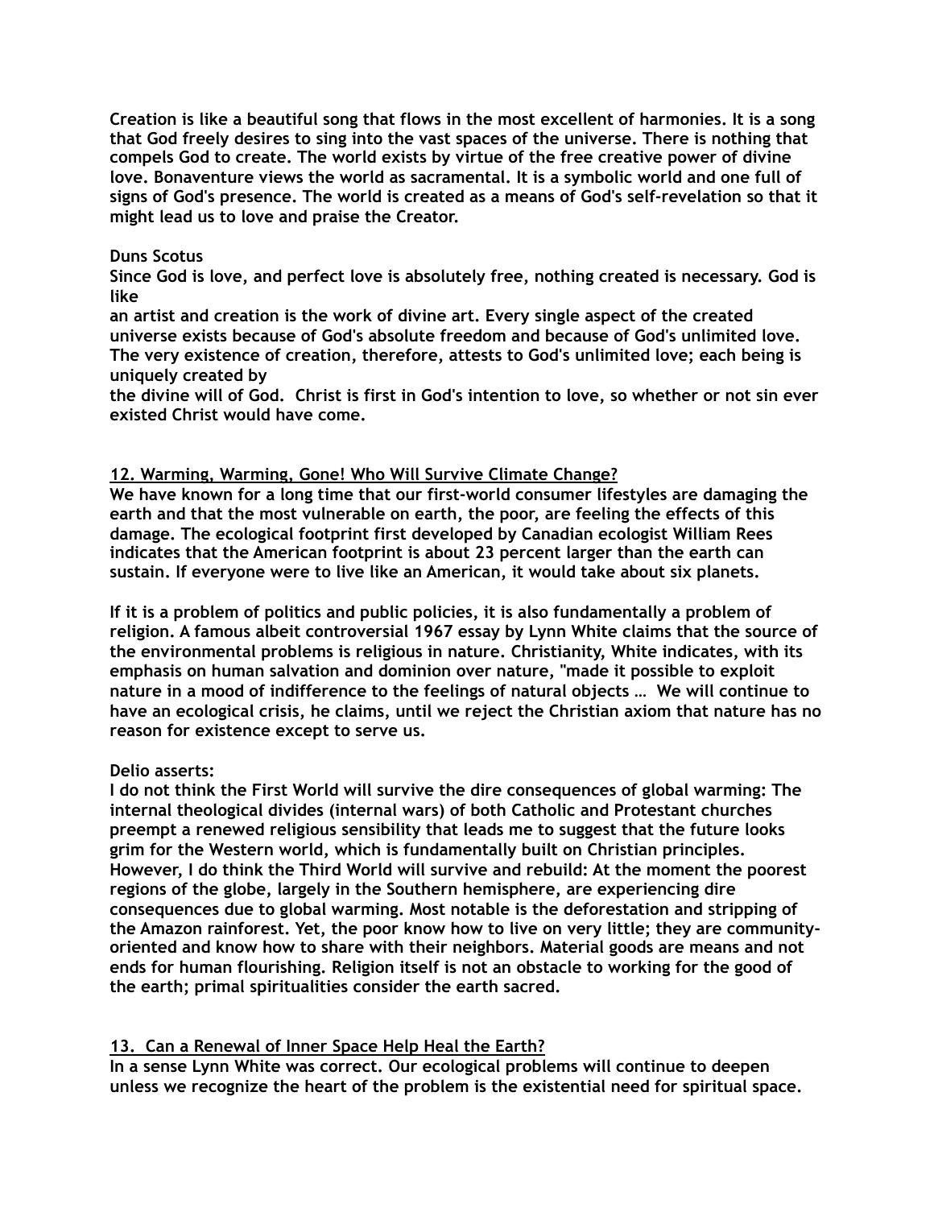**Creation is like a beautiful song that flows in the most excellent of harmonies. It is a song that God freely desires to sing into the vast spaces of the universe. There is nothing that compels God to create. The world exists by virtue of the free creative power of divine love. Bonaventure views the world as sacramental. It is a symbolic world and one full of signs of God's presence. The world is created as a means of God's self-revelation so that it might lead us to love and praise the Creator.**

**Duns Scotus**
**Since God is love, and perfect love is absolutely free, nothing created is necessary. God is like an artist and creation is the work of divine art. Every single aspect of the created universe exists because of God's absolute freedom and because of God's unlimited love. The very existence of creation, therefore, attests to God's unlimited love; each being is uniquely created by the divine will of God. Christ is first in God's intention to love, so whether or not sin ever existed Christ would have come.**

## 12. Warming, Warming, Gone! Who Will Survive Climate Change?

**We have known for a long time that our first-world consumer lifestyles are damaging the earth and that the most vulnerable on earth, the poor, are feeling the effects of this damage. The ecological footprint first developed by Canadian ecologist William Rees indicates that the American footprint is about 23 percent larger than the earth can sustain. If everyone were to live like an American, it would take about six planets.**

**If it is a problem of politics and public policies, it is also fundamentally a problem of religion. A famous albeit controversial 1967 essay by Lynn White claims that the source of the environmental problems is religious in nature. Christianity, White indicates, with its emphasis on human salvation and dominion over nature, "made it possible to exploit nature in a mood of indifference to the feelings of natural objects … We will continue to have an ecological crisis, he claims, until we reject the Christian axiom that nature has no reason for existence except to serve us.**

**Delio asserts:**
**I do not think the First World will survive the dire consequences of global warming: The internal theological divides (internal wars) of both Catholic and Protestant churches preempt a renewed religious sensibility that leads me to suggest that the future looks grim for the Western world, which is fundamentally built on Christian principles. However, I do think the Third World will survive and rebuild: At the moment the poorest regions of the globe, largely in the Southern hemisphere, are experiencing dire consequences due to global warming. Most notable is the deforestation and stripping of the Amazon rainforest. Yet, the poor know how to live on very little; they are community-oriented and know how to share with their neighbors. Material goods are means and not ends for human flourishing. Religion itself is not an obstacle to working for the good of the earth; primal spiritualities consider the earth sacred.**

## 13. Can a Renewal of Inner Space Help Heal the Earth?

**In a sense Lynn White was correct. Our ecological problems will continue to deepen unless we recognize the heart of the problem is the existential need for spiritual space.**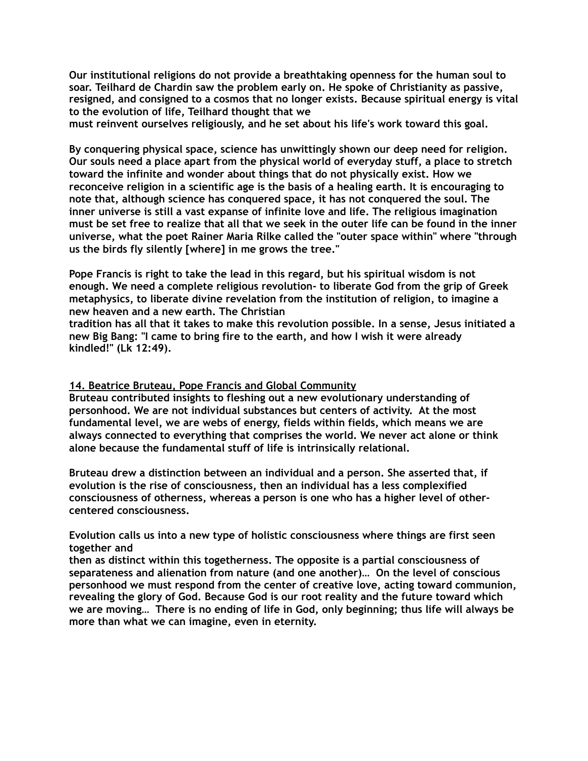**Our institutional religions do not provide a breathtaking openness for the human soul to soar. Teilhard de Chardin saw the problem early on. He spoke of Christianity as passive, resigned, and consigned to a cosmos that no longer exists. Because spiritual energy is vital to the evolution of life, Teilhard thought that we must reinvent ourselves religiously, and he set about his life's work toward this goal.**

**By conquering physical space, science has unwittingly shown our deep need for religion. Our souls need a place apart from the physical world of everyday stuff, a place to stretch toward the infinite and wonder about things that do not physically exist. How we reconceive religion in a scientific age is the basis of a healing earth. It is encouraging to note that, although science has conquered space, it has not conquered the soul. The inner universe is still a vast expanse of infinite love and life. The religious imagination must be set free to realize that all that we seek in the outer life can be found in the inner universe, what the poet Rainer Maria Rilke called the "outer space within" where "through us the birds fly silently [where] in me grows the tree."**

**Pope Francis is right to take the lead in this regard, but his spiritual wisdom is not enough. We need a complete religious revolution- to liberate God from the grip of Greek metaphysics, to liberate divine revelation from the institution of religion, to imagine a new heaven and a new earth. The Christian tradition has all that it takes to make this revolution possible. In a sense, Jesus initiated a new Big Bang: "I came to bring fire to the earth, and how I wish it were already kindled!" (Lk 12:49).**

## 14. Beatrice Bruteau, Pope Francis and Global Community

**Bruteau contributed insights to fleshing out a new evolutionary understanding of personhood. We are not individual substances but centers of activity. At the most fundamental level, we are webs of energy, fields within fields, which means we are always connected to everything that comprises the world. We never act alone or think alone because the fundamental stuff of life is intrinsically relational.**

**Bruteau drew a distinction between an individual and a person. She asserted that, if evolution is the rise of consciousness, then an individual has a less complexified consciousness of otherness, whereas a person is one who has a higher level of other-centered consciousness.**

**Evolution calls us into a new type of holistic consciousness where things are first seen together and then as distinct within this togetherness. The opposite is a partial consciousness of separateness and alienation from nature (and one another)… On the level of conscious personhood we must respond from the center of creative love, acting toward communion, revealing the glory of God. Because God is our root reality and the future toward which we are moving… There is no ending of life in God, only beginning; thus life will always be more than what we can imagine, even in eternity.**